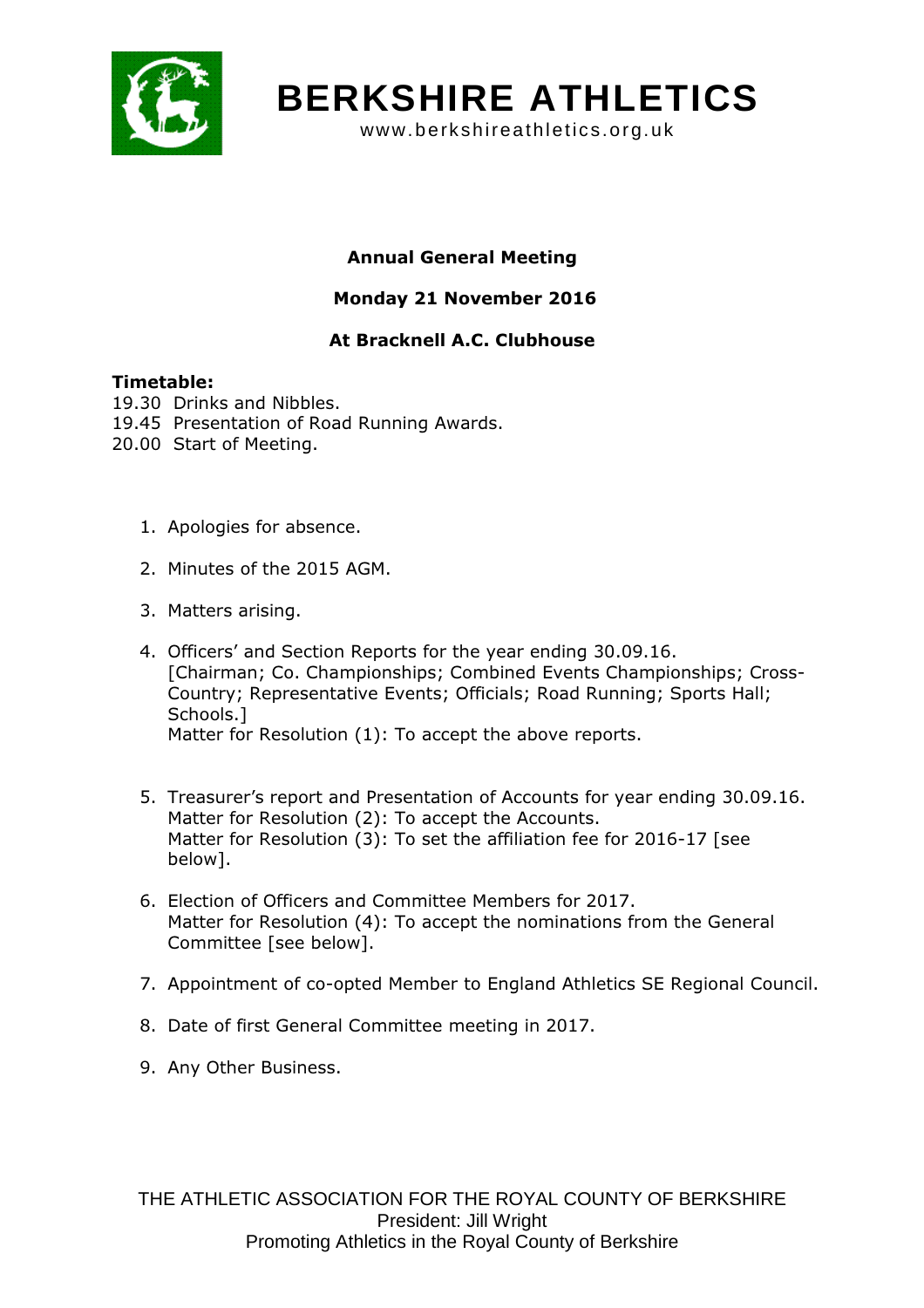# BERKSHIRE ATHLETICS

www.berkshireathletics.org.uk

**Annual General Meeting**

**Monday 21 November 2016**

**At Bracknell A.C. Clubhouse**

**Timetable:**

19.30 Drinks and Nibbles.
19.45 Presentation of Road Running Awards.
20.00 Start of Meeting.

1. Apologies for absence.

2. Minutes of the 2015 AGM.

3. Matters arising.

4. Officers' and Section Reports for the year ending 30.09.16.
   [Chairman; Co. Championships; Combined Events Championships; Cross-Country; Representative Events; Officials; Road Running; Sports Hall; Schools.]
   Matter for Resolution (1): To accept the above reports.

5. Treasurer's report and Presentation of Accounts for year ending 30.09.16.
   Matter for Resolution (2): To accept the Accounts.
   Matter for Resolution (3): To set the affiliation fee for 2016-17 [see below].

6. Election of Officers and Committee Members for 2017.
   Matter for Resolution (4): To accept the nominations from the General Committee [see below].

7. Appointment of co-opted Member to England Athletics SE Regional Council.

8. Date of first General Committee meeting in 2017.

9. Any Other Business.

THE ATHLETIC ASSOCIATION FOR THE ROYAL COUNTY OF BERKSHIRE
President: Jill Wright
Promoting Athletics in the Royal County of Berkshire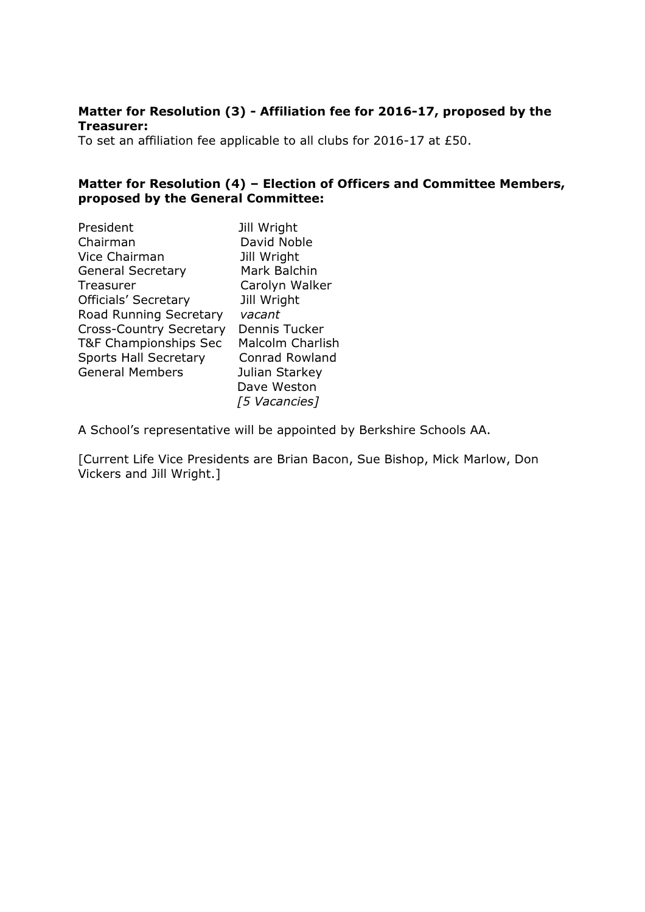**Matter for Resolution (3) - Affiliation fee for 2016-17, proposed by the Treasurer:**

To set an affiliation fee applicable to all clubs for 2016-17 at £50.

**Matter for Resolution (4) – Election of Officers and Committee Members, proposed by the General Committee:**

| | |
|---|---|
| President | Jill Wright |
| Chairman | David Noble |
| Vice Chairman | Jill Wright |
| General Secretary | Mark Balchin |
| Treasurer | Carolyn Walker |
| Officials' Secretary | Jill Wright |
| Road Running Secretary | *vacant* |
| Cross-Country Secretary | Dennis Tucker |
| T&F Championships Sec | Malcolm Charlish |
| Sports Hall Secretary | Conrad Rowland |
| General Members | Julian Starkey |
| | Dave Weston |
| | *[5 Vacancies]* |

A School's representative will be appointed by Berkshire Schools AA.

[Current Life Vice Presidents are Brian Bacon, Sue Bishop, Mick Marlow, Don Vickers and Jill Wright.]